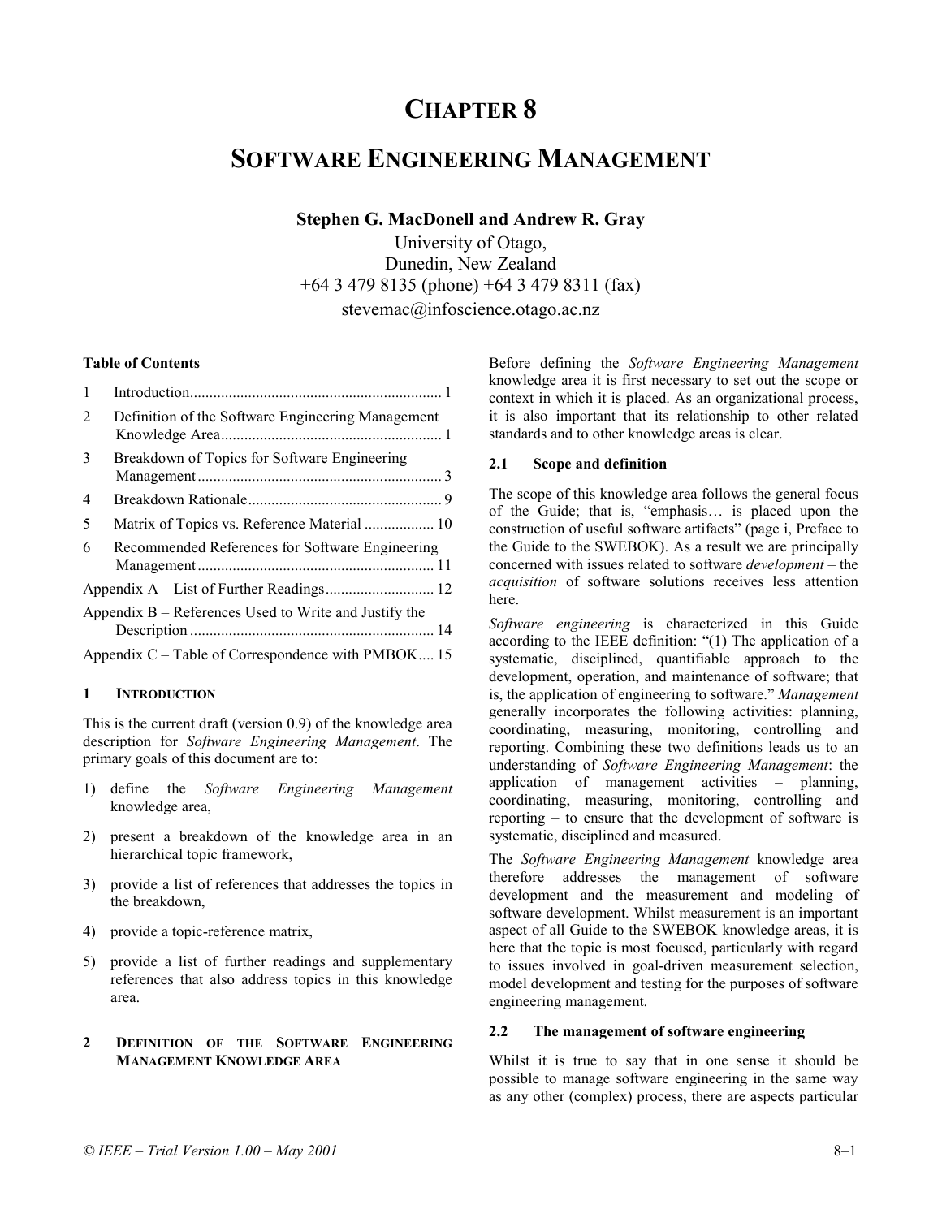# CHAPTER 8

# SOFTWARE ENGINEERING MANAGEMENT

**Stephen G. MacDonell and Andrew R. Gray**

University of Otago,
Dunedin, New Zealand
+64 3 479 8135 (phone) +64 3 479 8311 (fax)
stevemac@infoscience.otago.ac.nz

**Table of Contents**

1 Introduction .................................................................. 1
2 Definition of the Software Engineering Management Knowledge Area ......................................................... 1
3 Breakdown of Topics for Software Engineering Management ............................................................... 3
4 Breakdown Rationale .................................................. 9
5 Matrix of Topics vs. Reference Material .................. 10
6 Recommended References for Software Engineering Management ............................................................. 11
Appendix A – List of Further Readings ............................ 12
Appendix B – References Used to Write and Justify the Description ............................................................... 14
Appendix C – Table of Correspondence with PMBOK .... 15

## 1 INTRODUCTION

This is the current draft (version 0.9) of the knowledge area description for *Software Engineering Management*. The primary goals of this document are to:

1) define the *Software Engineering Management* knowledge area,

2) present a breakdown of the knowledge area in an hierarchical topic framework,

3) provide a list of references that addresses the topics in the breakdown,

4) provide a topic-reference matrix,

5) provide a list of further readings and supplementary references that also address topics in this knowledge area.

## 2 DEFINITION OF THE SOFTWARE ENGINEERING MANAGEMENT KNOWLEDGE AREA

Before defining the *Software Engineering Management* knowledge area it is first necessary to set out the scope or context in which it is placed. As an organizational process, it is also important that its relationship to other related standards and to other knowledge areas is clear.

### 2.1 Scope and definition

The scope of this knowledge area follows the general focus of the Guide; that is, "emphasis… is placed upon the construction of useful software artifacts" (page i, Preface to the Guide to the SWEBOK). As a result we are principally concerned with issues related to software *development* – the *acquisition* of software solutions receives less attention here.

*Software engineering* is characterized in this Guide according to the IEEE definition: "(1) The application of a systematic, disciplined, quantifiable approach to the development, operation, and maintenance of software; that is, the application of engineering to software." *Management* generally incorporates the following activities: planning, coordinating, measuring, monitoring, controlling and reporting. Combining these two definitions leads us to an understanding of *Software Engineering Management*: the application of management activities – planning, coordinating, measuring, monitoring, controlling and reporting – to ensure that the development of software is systematic, disciplined and measured.

The *Software Engineering Management* knowledge area therefore addresses the management of software development and the measurement and modeling of software development. Whilst measurement is an important aspect of all Guide to the SWEBOK knowledge areas, it is here that the topic is most focused, particularly with regard to issues involved in goal-driven measurement selection, model development and testing for the purposes of software engineering management.

### 2.2 The management of software engineering

Whilst it is true to say that in one sense it should be possible to manage software engineering in the same way as any other (complex) process, there are aspects particular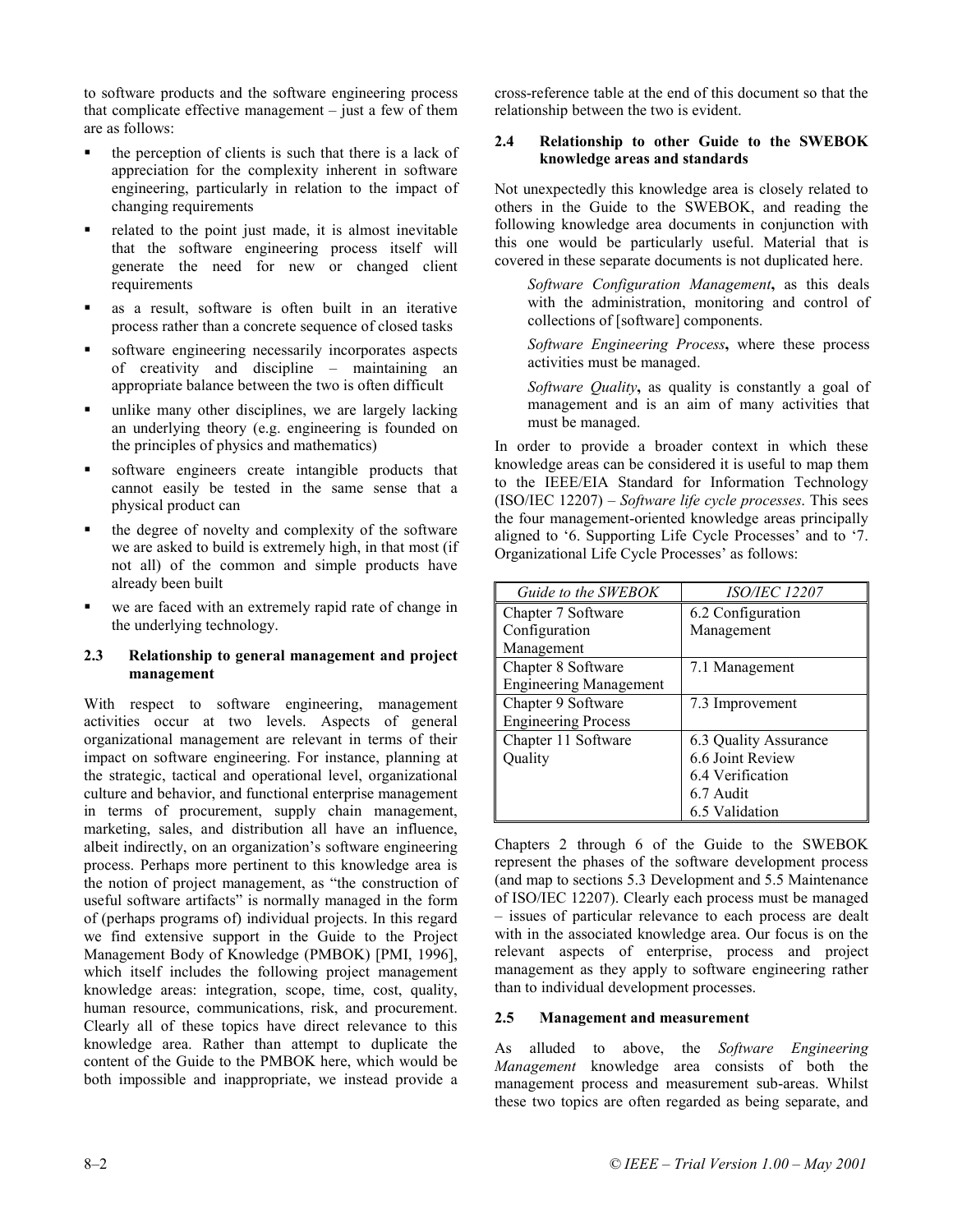to software products and the software engineering process that complicate effective management – just a few of them are as follows:

- the perception of clients is such that there is a lack of appreciation for the complexity inherent in software engineering, particularly in relation to the impact of changing requirements
- related to the point just made, it is almost inevitable that the software engineering process itself will generate the need for new or changed client requirements
- as a result, software is often built in an iterative process rather than a concrete sequence of closed tasks
- software engineering necessarily incorporates aspects of creativity and discipline – maintaining an appropriate balance between the two is often difficult
- unlike many other disciplines, we are largely lacking an underlying theory (e.g. engineering is founded on the principles of physics and mathematics)
- software engineers create intangible products that cannot easily be tested in the same sense that a physical product can
- the degree of novelty and complexity of the software we are asked to build is extremely high, in that most (if not all) of the common and simple products have already been built
- we are faced with an extremely rapid rate of change in the underlying technology.

### 2.3 Relationship to general management and project management

With respect to software engineering, management activities occur at two levels. Aspects of general organizational management are relevant in terms of their impact on software engineering. For instance, planning at the strategic, tactical and operational level, organizational culture and behavior, and functional enterprise management in terms of procurement, supply chain management, marketing, sales, and distribution all have an influence, albeit indirectly, on an organization's software engineering process. Perhaps more pertinent to this knowledge area is the notion of project management, as "the construction of useful software artifacts" is normally managed in the form of (perhaps programs of) individual projects. In this regard we find extensive support in the Guide to the Project Management Body of Knowledge (PMBOK) [PMI, 1996], which itself includes the following project management knowledge areas: integration, scope, time, cost, quality, human resource, communications, risk, and procurement. Clearly all of these topics have direct relevance to this knowledge area. Rather than attempt to duplicate the content of the Guide to the PMBOK here, which would be both impossible and inappropriate, we instead provide a cross-reference table at the end of this document so that the relationship between the two is evident.

### 2.4 Relationship to other Guide to the SWEBOK knowledge areas and standards

Not unexpectedly this knowledge area is closely related to others in the Guide to the SWEBOK, and reading the following knowledge area documents in conjunction with this one would be particularly useful. Material that is covered in these separate documents is not duplicated here.

> *Software Configuration Management*, as this deals with the administration, monitoring and control of collections of [software] components.
>
> *Software Engineering Process*, where these process activities must be managed.
>
> *Software Quality*, as quality is constantly a goal of management and is an aim of many activities that must be managed.

In order to provide a broader context in which these knowledge areas can be considered it is useful to map them to the IEEE/EIA Standard for Information Technology (ISO/IEC 12207) – *Software life cycle processes*. This sees the four management-oriented knowledge areas principally aligned to '6. Supporting Life Cycle Processes' and to '7. Organizational Life Cycle Processes' as follows:

| *Guide to the SWEBOK* | *ISO/IEC 12207* |
|---|---|
| Chapter 7 Software Configuration Management | 6.2 Configuration Management |
| Chapter 8 Software Engineering Management | 7.1 Management |
| Chapter 9 Software Engineering Process | 7.3 Improvement |
| Chapter 11 Software Quality | 6.3 Quality Assurance<br>6.6 Joint Review<br>6.4 Verification<br>6.7 Audit<br>6.5 Validation |

Chapters 2 through 6 of the Guide to the SWEBOK represent the phases of the software development process (and map to sections 5.3 Development and 5.5 Maintenance of ISO/IEC 12207). Clearly each process must be managed – issues of particular relevance to each process are dealt with in the associated knowledge area. Our focus is on the relevant aspects of enterprise, process and project management as they apply to software engineering rather than to individual development processes.

### 2.5 Management and measurement

As alluded to above, the *Software Engineering Management* knowledge area consists of both the management process and measurement sub-areas. Whilst these two topics are often regarded as being separate, and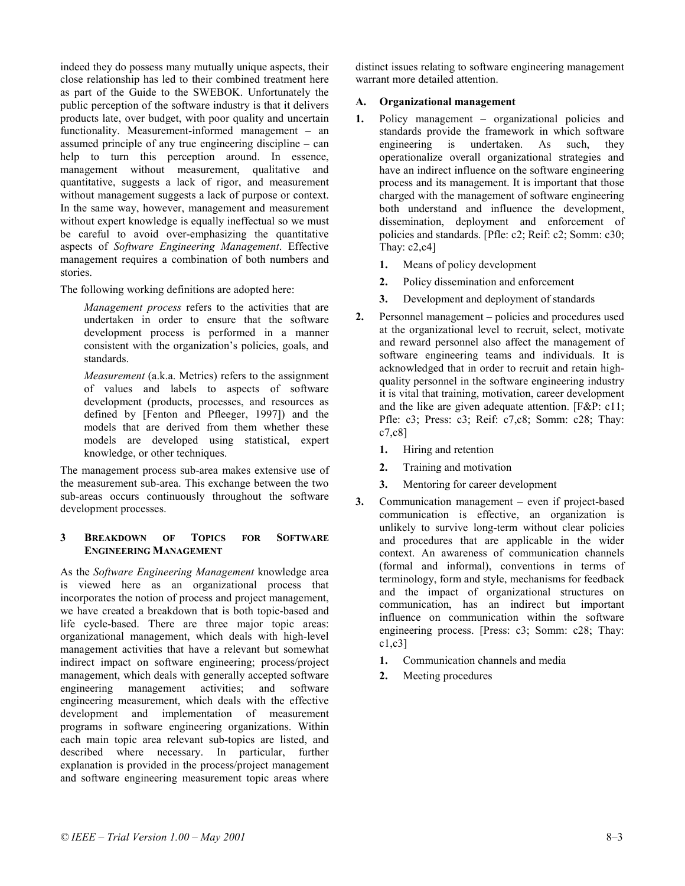indeed they do possess many mutually unique aspects, their close relationship has led to their combined treatment here as part of the Guide to the SWEBOK. Unfortunately the public perception of the software industry is that it delivers products late, over budget, with poor quality and uncertain functionality. Measurement-informed management – an assumed principle of any true engineering discipline – can help to turn this perception around. In essence, management without measurement, qualitative and quantitative, suggests a lack of rigor, and measurement without management suggests a lack of purpose or context. In the same way, however, management and measurement without expert knowledge is equally ineffectual so we must be careful to avoid over-emphasizing the quantitative aspects of *Software Engineering Management*. Effective management requires a combination of both numbers and stories.

The following working definitions are adopted here:

> *Management process* refers to the activities that are undertaken in order to ensure that the software development process is performed in a manner consistent with the organization's policies, goals, and standards.
>
> *Measurement* (a.k.a. Metrics) refers to the assignment of values and labels to aspects of software development (products, processes, and resources as defined by [Fenton and Pfleeger, 1997]) and the models that are derived from them whether these models are developed using statistical, expert knowledge, or other techniques.

The management process sub-area makes extensive use of the measurement sub-area. This exchange between the two sub-areas occurs continuously throughout the software development processes.

## 3 Breakdown of Topics for Software Engineering Management

As the *Software Engineering Management* knowledge area is viewed here as an organizational process that incorporates the notion of process and project management, we have created a breakdown that is both topic-based and life cycle-based. There are three major topic areas: organizational management, which deals with high-level management activities that have a relevant but somewhat indirect impact on software engineering; process/project management, which deals with generally accepted software engineering management activities; and software engineering measurement, which deals with the effective development and implementation of measurement programs in software engineering organizations. Within each main topic area relevant sub-topics are listed, and described where necessary. In particular, further explanation is provided in the process/project management and software engineering measurement topic areas where distinct issues relating to software engineering management warrant more detailed attention.

### A. Organizational management

**1.** Policy management – organizational policies and standards provide the framework in which software engineering is undertaken. As such, they operationalize overall organizational strategies and have an indirect influence on the software engineering process and its management. It is important that those charged with the management of software engineering both understand and influence the development, dissemination, deployment and enforcement of policies and standards. [Pfle: c2; Reif: c2; Somm: c30; Thay: c2,c4]

   **1.** Means of policy development

   **2.** Policy dissemination and enforcement

   **3.** Development and deployment of standards

**2.** Personnel management – policies and procedures used at the organizational level to recruit, select, motivate and reward personnel also affect the management of software engineering teams and individuals. It is acknowledged that in order to recruit and retain high-quality personnel in the software engineering industry it is vital that training, motivation, career development and the like are given adequate attention. [F&P: c11; Pfle: c3; Press: c3; Reif: c7,c8; Somm: c28; Thay: c7,c8]

   **1.** Hiring and retention

   **2.** Training and motivation

   **3.** Mentoring for career development

**3.** Communication management – even if project-based communication is effective, an organization is unlikely to survive long-term without clear policies and procedures that are applicable in the wider context. An awareness of communication channels (formal and informal), conventions in terms of terminology, form and style, mechanisms for feedback and the impact of organizational structures on communication, has an indirect but important influence on communication within the software engineering process. [Press: c3; Somm: c28; Thay: c1,c3]

   **1.** Communication channels and media

   **2.** Meeting procedures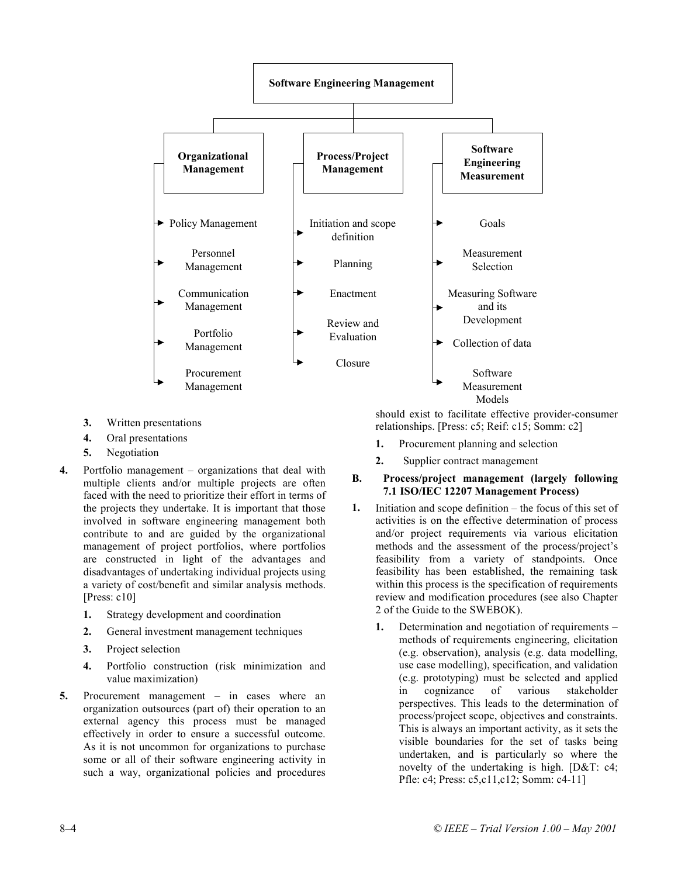Software Engineering Management

- Organizational Management
  - Policy Management
  - Personnel Management
  - Communication Management
  - Portfolio Management
  - Procurement Management
- Process/Project Management
  - Initiation and scope definition
  - Planning
  - Enactment
  - Review and Evaluation
  - Closure
- Software Engineering Measurement
  - Goals
  - Measurement Selection
  - Measuring Software and its Development
  - Collection of data
  - Software Measurement Models

3. Written presentations
4. Oral presentations
5. Negotiation

**4.** Portfolio management – organizations that deal with multiple clients and/or multiple projects are often faced with the need to prioritize their effort in terms of the projects they undertake. It is important that those involved in software engineering management both contribute to and are guided by the organizational management of project portfolios, where portfolios are constructed in light of the advantages and disadvantages of undertaking individual projects using a variety of cost/benefit and similar analysis methods. [Press: c10]

1. Strategy development and coordination
2. General investment management techniques
3. Project selection
4. Portfolio construction (risk minimization and value maximization)

**5.** Procurement management – in cases where an organization outsources (part of) their operation to an external agency this process must be managed effectively in order to ensure a successful outcome. As it is not uncommon for organizations to purchase some or all of their software engineering activity in such a way, organizational policies and procedures should exist to facilitate effective provider-consumer relationships. [Press: c5; Reif: c15; Somm: c2]

1. Procurement planning and selection
2. Supplier contract management

### B. Process/project management (largely following 7.1 ISO/IEC 12207 Management Process)

**1.** Initiation and scope definition – the focus of this set of activities is on the effective determination of process and/or project requirements via various elicitation methods and the assessment of the process/project's feasibility from a variety of standpoints. Once feasibility has been established, the remaining task within this process is the specification of requirements review and modification procedures (see also Chapter 2 of the Guide to the SWEBOK).

1. Determination and negotiation of requirements – methods of requirements engineering, elicitation (e.g. observation), analysis (e.g. data modelling, use case modelling), specification, and validation (e.g. prototyping) must be selected and applied in cognizance of various stakeholder perspectives. This leads to the determination of process/project scope, objectives and constraints. This is always an important activity, as it sets the visible boundaries for the set of tasks being undertaken, and is particularly so where the novelty of the undertaking is high. [D&T: c4; Pfle: c4; Press: c5,c11,c12; Somm: c4-11]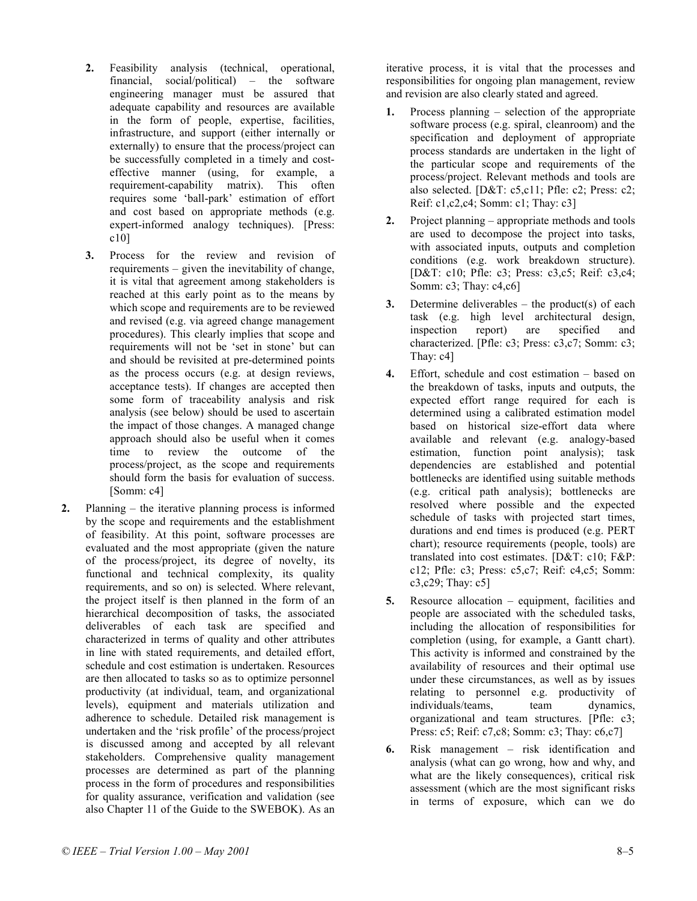2. Feasibility analysis (technical, operational, financial, social/political) – the software engineering manager must be assured that adequate capability and resources are available in the form of people, expertise, facilities, infrastructure, and support (either internally or externally) to ensure that the process/project can be successfully completed in a timely and cost-effective manner (using, for example, a requirement-capability matrix). This often requires some 'ball-park' estimation of effort and cost based on appropriate methods (e.g. expert-informed analogy techniques). [Press: c10]

3. Process for the review and revision of requirements – given the inevitability of change, it is vital that agreement among stakeholders is reached at this early point as to the means by which scope and requirements are to be reviewed and revised (e.g. via agreed change management procedures). This clearly implies that scope and requirements will not be 'set in stone' but can and should be revisited at pre-determined points as the process occurs (e.g. at design reviews, acceptance tests). If changes are accepted then some form of traceability analysis and risk analysis (see below) should be used to ascertain the impact of those changes. A managed change approach should also be useful when it comes time to review the outcome of the process/project, as the scope and requirements should form the basis for evaluation of success. [Somm: c4]

**2.** Planning – the iterative planning process is informed by the scope and requirements and the establishment of feasibility. At this point, software processes are evaluated and the most appropriate (given the nature of the process/project, its degree of novelty, its functional and technical complexity, its quality requirements, and so on) is selected. Where relevant, the project itself is then planned in the form of an hierarchical decomposition of tasks, the associated deliverables of each task are specified and characterized in terms of quality and other attributes in line with stated requirements, and detailed effort, schedule and cost estimation is undertaken. Resources are then allocated to tasks so as to optimize personnel productivity (at individual, team, and organizational levels), equipment and materials utilization and adherence to schedule. Detailed risk management is undertaken and the 'risk profile' of the process/project is discussed among and accepted by all relevant stakeholders. Comprehensive quality management processes are determined as part of the planning process in the form of procedures and responsibilities for quality assurance, verification and validation (see also Chapter 11 of the Guide to the SWEBOK). As an iterative process, it is vital that the processes and responsibilities for ongoing plan management, review and revision are also clearly stated and agreed.

1. Process planning – selection of the appropriate software process (e.g. spiral, cleanroom) and the specification and deployment of appropriate process standards are undertaken in the light of the particular scope and requirements of the process/project. Relevant methods and tools are also selected. [D&T: c5,c11; Pfle: c2; Press: c2; Reif: c1,c2,c4; Somm: c1; Thay: c3]

2. Project planning – appropriate methods and tools are used to decompose the project into tasks, with associated inputs, outputs and completion conditions (e.g. work breakdown structure). [D&T: c10; Pfle: c3; Press: c3,c5; Reif: c3,c4; Somm: c3; Thay: c4,c6]

3. Determine deliverables – the product(s) of each task (e.g. high level architectural design, inspection report) are specified and characterized. [Pfle: c3; Press: c3,c7; Somm: c3; Thay: c4]

4. Effort, schedule and cost estimation – based on the breakdown of tasks, inputs and outputs, the expected effort range required for each is determined using a calibrated estimation model based on historical size-effort data where available and relevant (e.g. analogy-based estimation, function point analysis); task dependencies are established and potential bottlenecks are identified using suitable methods (e.g. critical path analysis); bottlenecks are resolved where possible and the expected schedule of tasks with projected start times, durations and end times is produced (e.g. PERT chart); resource requirements (people, tools) are translated into cost estimates. [D&T: c10; F&P: c12; Pfle: c3; Press: c5,c7; Reif: c4,c5; Somm: c3,c29; Thay: c5]

5. Resource allocation – equipment, facilities and people are associated with the scheduled tasks, including the allocation of responsibilities for completion (using, for example, a Gantt chart). This activity is informed and constrained by the availability of resources and their optimal use under these circumstances, as well as by issues relating to personnel e.g. productivity of individuals/teams, team dynamics, organizational and team structures. [Pfle: c3; Press: c5; Reif: c7,c8; Somm: c3; Thay: c6,c7]

6. Risk management – risk identification and analysis (what can go wrong, how and why, and what are the likely consequences), critical risk assessment (which are the most significant risks in terms of exposure, which can we do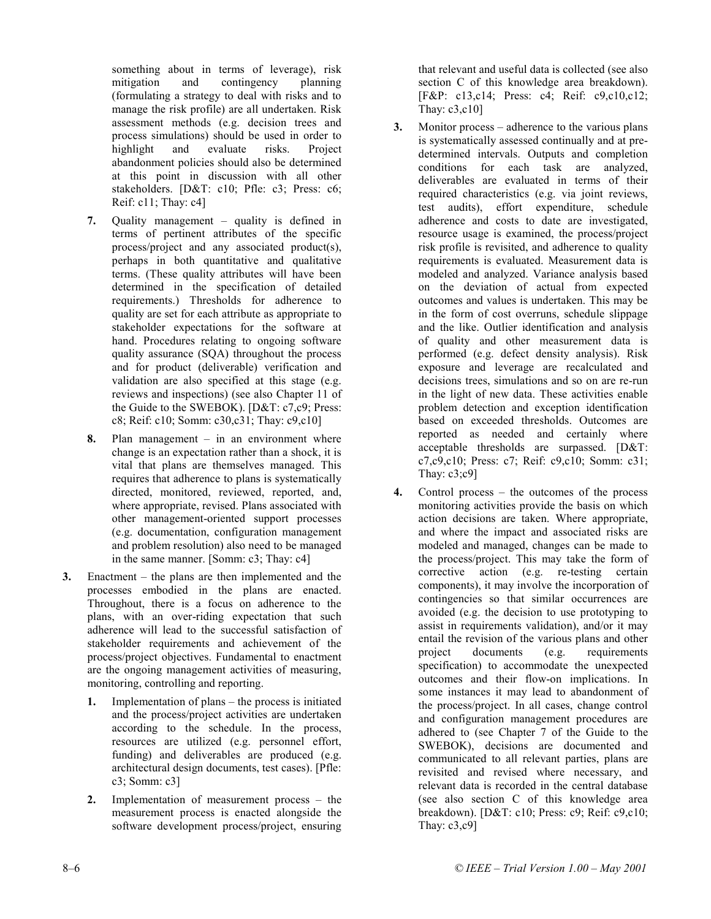something about in terms of leverage), risk mitigation and contingency planning (formulating a strategy to deal with risks and to manage the risk profile) are all undertaken. Risk assessment methods (e.g. decision trees and process simulations) should be used in order to highlight and evaluate risks. Project abandonment policies should also be determined at this point in discussion with all other stakeholders. [D&T: c10; Pfle: c3; Press: c6; Reif: c11; Thay: c4]

7. Quality management – quality is defined in terms of pertinent attributes of the specific process/project and any associated product(s), perhaps in both quantitative and qualitative terms. (These quality attributes will have been determined in the specification of detailed requirements.) Thresholds for adherence to quality are set for each attribute as appropriate to stakeholder expectations for the software at hand. Procedures relating to ongoing software quality assurance (SQA) throughout the process and for product (deliverable) verification and validation are also specified at this stage (e.g. reviews and inspections) (see also Chapter 11 of the Guide to the SWEBOK). [D&T: c7,c9; Press: c8; Reif: c10; Somm: c30,c31; Thay: c9,c10]

8. Plan management – in an environment where change is an expectation rather than a shock, it is vital that plans are themselves managed. This requires that adherence to plans is systematically directed, monitored, reviewed, reported, and, where appropriate, revised. Plans associated with other management-oriented support processes (e.g. documentation, configuration management and problem resolution) also need to be managed in the same manner. [Somm: c3; Thay: c4]

3. Enactment – the plans are then implemented and the processes embodied in the plans are enacted. Throughout, there is a focus on adherence to the plans, with an over-riding expectation that such adherence will lead to the successful satisfaction of stakeholder requirements and achievement of the process/project objectives. Fundamental to enactment are the ongoing management activities of measuring, monitoring, controlling and reporting.

   1. Implementation of plans – the process is initiated and the process/project activities are undertaken according to the schedule. In the process, resources are utilized (e.g. personnel effort, funding) and deliverables are produced (e.g. architectural design documents, test cases). [Pfle: c3; Somm: c3]

   2. Implementation of measurement process – the measurement process is enacted alongside the software development process/project, ensuring that relevant and useful data is collected (see also section C of this knowledge area breakdown). [F&P: c13,c14; Press: c4; Reif: c9,c10,c12; Thay: c3,c10]

   3. Monitor process – adherence to the various plans is systematically assessed continually and at pre-determined intervals. Outputs and completion conditions for each task are analyzed, deliverables are evaluated in terms of their required characteristics (e.g. via joint reviews, test audits), effort expenditure, schedule adherence and costs to date are investigated, resource usage is examined, the process/project risk profile is revisited, and adherence to quality requirements is evaluated. Measurement data is modeled and analyzed. Variance analysis based on the deviation of actual from expected outcomes and values is undertaken. This may be in the form of cost overruns, schedule slippage and the like. Outlier identification and analysis of quality and other measurement data is performed (e.g. defect density analysis). Risk exposure and leverage are recalculated and decisions trees, simulations and so on are re-run in the light of new data. These activities enable problem detection and exception identification based on exceeded thresholds. Outcomes are reported as needed and certainly where acceptable thresholds are surpassed. [D&T: c7,c9,c10; Press: c7; Reif: c9,c10; Somm: c31; Thay: c3;c9]

   4. Control process – the outcomes of the process monitoring activities provide the basis on which action decisions are taken. Where appropriate, and where the impact and associated risks are modeled and managed, changes can be made to the process/project. This may take the form of corrective action (e.g. re-testing certain components), it may involve the incorporation of contingencies so that similar occurrences are avoided (e.g. the decision to use prototyping to assist in requirements validation), and/or it may entail the revision of the various plans and other project documents (e.g. requirements specification) to accommodate the unexpected outcomes and their flow-on implications. In some instances it may lead to abandonment of the process/project. In all cases, change control and configuration management procedures are adhered to (see Chapter 7 of the Guide to the SWEBOK), decisions are documented and communicated to all relevant parties, plans are revisited and revised where necessary, and relevant data is recorded in the central database (see also section C of this knowledge area breakdown). [D&T: c10; Press: c9; Reif: c9,c10; Thay: c3,c9]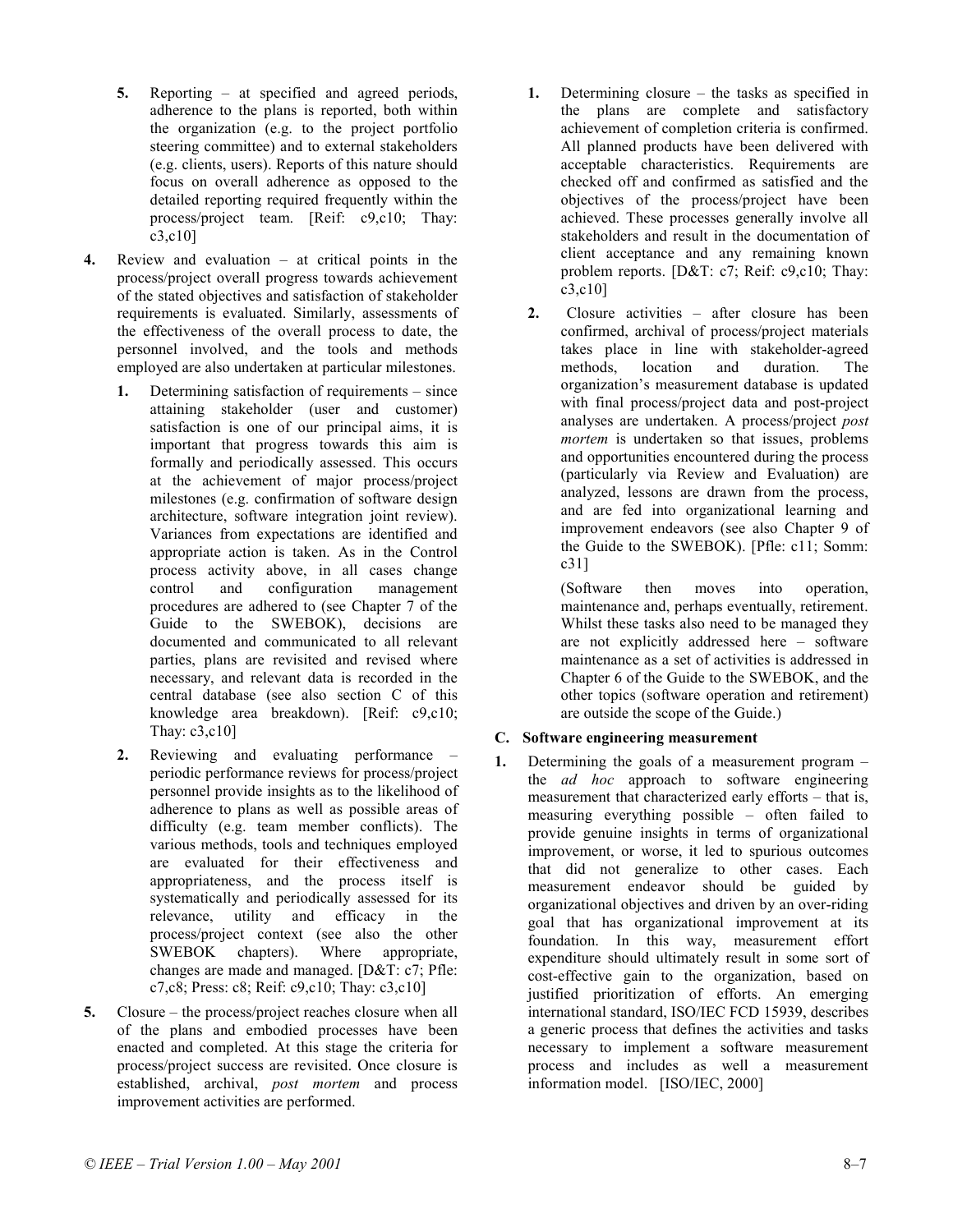5. **5.** Reporting – at specified and agreed periods, adherence to the plans is reported, both within the organization (e.g. to the project portfolio steering committee) and to external stakeholders (e.g. clients, users). Reports of this nature should focus on overall adherence as opposed to the detailed reporting required frequently within the process/project team. [Reif: c9,c10; Thay: c3,c10]

**4.** Review and evaluation – at critical points in the process/project overall progress towards achievement of the stated objectives and satisfaction of stakeholder requirements is evaluated. Similarly, assessments of the effectiveness of the overall process to date, the personnel involved, and the tools and methods employed are also undertaken at particular milestones.

- **1.** Determining satisfaction of requirements – since attaining stakeholder (user and customer) satisfaction is one of our principal aims, it is important that progress towards this aim is formally and periodically assessed. This occurs at the achievement of major process/project milestones (e.g. confirmation of software design architecture, software integration joint review). Variances from expectations are identified and appropriate action is taken. As in the Control process activity above, in all cases change control and configuration management procedures are adhered to (see Chapter 7 of the Guide to the SWEBOK), decisions are documented and communicated to all relevant parties, plans are revisited and revised where necessary, and relevant data is recorded in the central database (see also section C of this knowledge area breakdown). [Reif: c9,c10; Thay: c3,c10]
- **2.** Reviewing and evaluating performance – periodic performance reviews for process/project personnel provide insights as to the likelihood of adherence to plans as well as possible areas of difficulty (e.g. team member conflicts). The various methods, tools and techniques employed are evaluated for their effectiveness and appropriateness, and the process itself is systematically and periodically assessed for its relevance, utility and efficacy in the process/project context (see also the other SWEBOK chapters). Where appropriate, changes are made and managed. [D&T: c7; Pfle: c7,c8; Press: c8; Reif: c9,c10; Thay: c3,c10]

**5.** Closure – the process/project reaches closure when all of the plans and embodied processes have been enacted and completed. At this stage the criteria for process/project success are revisited. Once closure is established, archival, *post mortem* and process improvement activities are performed.

- **1.** Determining closure – the tasks as specified in the plans are complete and satisfactory achievement of completion criteria is confirmed. All planned products have been delivered with acceptable characteristics. Requirements are checked off and confirmed as satisfied and the objectives of the process/project have been achieved. These processes generally involve all stakeholders and result in the documentation of client acceptance and any remaining known problem reports. [D&T: c7; Reif: c9,c10; Thay: c3,c10]
- **2.** Closure activities – after closure has been confirmed, archival of process/project materials takes place in line with stakeholder-agreed methods, location and duration. The organization's measurement database is updated with final process/project data and post-project analyses are undertaken. A process/project *post mortem* is undertaken so that issues, problems and opportunities encountered during the process (particularly via Review and Evaluation) are analyzed, lessons are drawn from the process, and are fed into organizational learning and improvement endeavors (see also Chapter 9 of the Guide to the SWEBOK). [Pfle: c11; Somm: c31]

  (Software then moves into operation, maintenance and, perhaps eventually, retirement. Whilst these tasks also need to be managed they are not explicitly addressed here – software maintenance as a set of activities is addressed in Chapter 6 of the Guide to the SWEBOK, and the other topics (software operation and retirement) are outside the scope of the Guide.)

### C. Software engineering measurement

**1.** Determining the goals of a measurement program – the *ad hoc* approach to software engineering measurement that characterized early efforts – that is, measuring everything possible – often failed to provide genuine insights in terms of organizational improvement, or worse, it led to spurious outcomes that did not generalize to other cases. Each measurement endeavor should be guided by organizational objectives and driven by an over-riding goal that has organizational improvement at its foundation. In this way, measurement effort expenditure should ultimately result in some sort of cost-effective gain to the organization, based on justified prioritization of efforts. An emerging international standard, ISO/IEC FCD 15939, describes a generic process that defines the activities and tasks necessary to implement a software measurement process and includes as well a measurement information model. [ISO/IEC, 2000]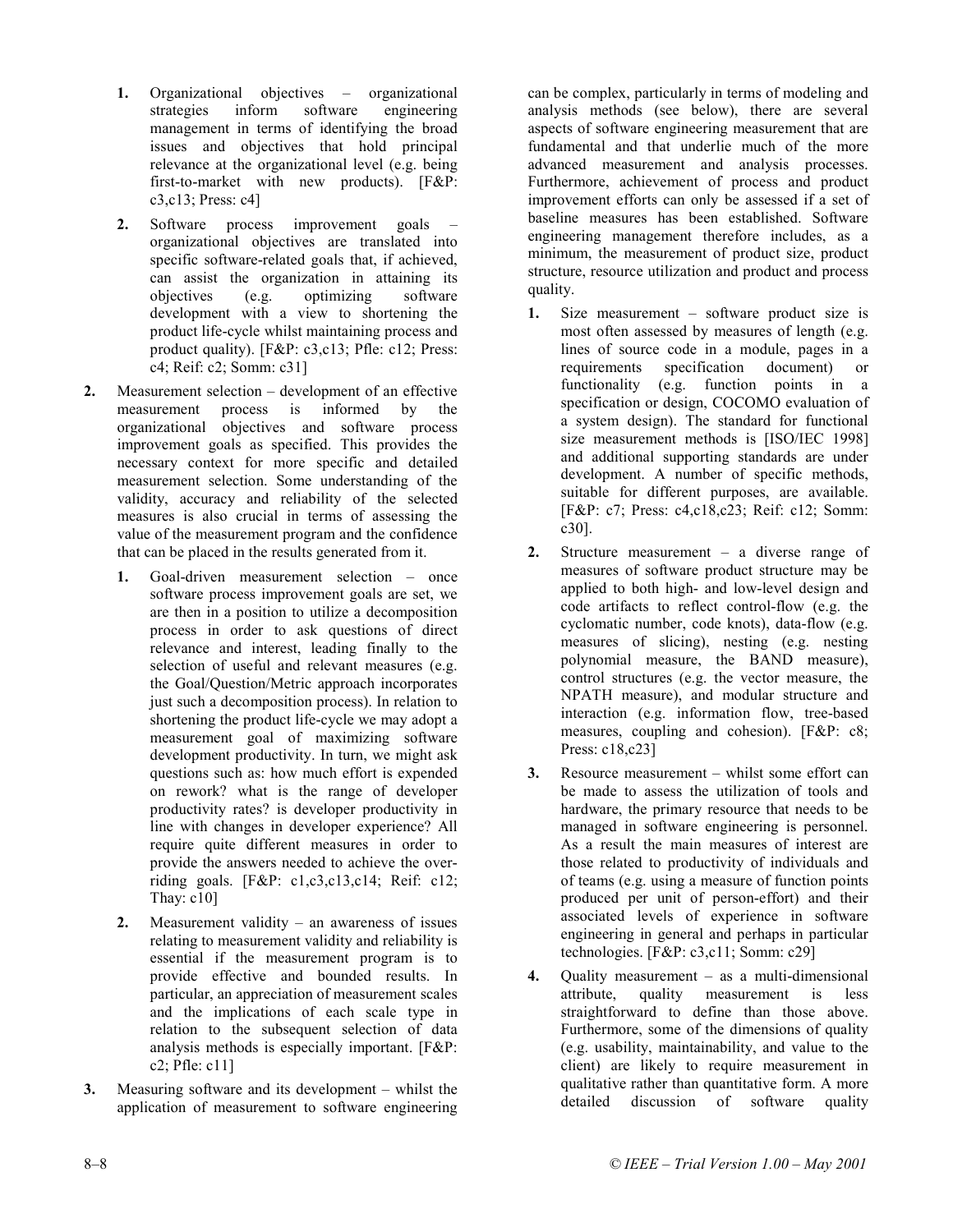1. Organizational objectives – organizational strategies inform software engineering management in terms of identifying the broad issues and objectives that hold principal relevance at the organizational level (e.g. being first-to-market with new products). [F&P: c3,c13; Press: c4]

2. Software process improvement goals – organizational objectives are translated into specific software-related goals that, if achieved, can assist the organization in attaining its objectives (e.g. optimizing software development with a view to shortening the product life-cycle whilst maintaining process and product quality). [F&P: c3,c13; Pfle: c12; Press: c4; Reif: c2; Somm: c31]

2. Measurement selection – development of an effective measurement process is informed by the organizational objectives and software process improvement goals as specified. This provides the necessary context for more specific and detailed measurement selection. Some understanding of the validity, accuracy and reliability of the selected measures is also crucial in terms of assessing the value of the measurement program and the confidence that can be placed in the results generated from it.

    1. Goal-driven measurement selection – once software process improvement goals are set, we are then in a position to utilize a decomposition process in order to ask questions of direct relevance and interest, leading finally to the selection of useful and relevant measures (e.g. the Goal/Question/Metric approach incorporates just such a decomposition process). In relation to shortening the product life-cycle we may adopt a measurement goal of maximizing software development productivity. In turn, we might ask questions such as: how much effort is expended on rework? what is the range of developer productivity rates? is developer productivity in line with changes in developer experience? All require quite different measures in order to provide the answers needed to achieve the over-riding goals. [F&P: c1,c3,c13,c14; Reif: c12; Thay: c10]

    2. Measurement validity – an awareness of issues relating to measurement validity and reliability is essential if the measurement program is to provide effective and bounded results. In particular, an appreciation of measurement scales and the implications of each scale type in relation to the subsequent selection of data analysis methods is especially important. [F&P: c2; Pfle: c11]

3. Measuring software and its development – whilst the application of measurement to software engineering can be complex, particularly in terms of modeling and analysis methods (see below), there are several aspects of software engineering measurement that are fundamental and that underlie much of the more advanced measurement and analysis processes. Furthermore, achievement of process and product improvement efforts can only be assessed if a set of baseline measures has been established. Software engineering management therefore includes, as a minimum, the measurement of product size, product structure, resource utilization and product and process quality.

    1. Size measurement – software product size is most often assessed by measures of length (e.g. lines of source code in a module, pages in a requirements specification document) or functionality (e.g. function points in a specification or design, COCOMO evaluation of a system design). The standard for functional size measurement methods is [ISO/IEC 1998] and additional supporting standards are under development. A number of specific methods, suitable for different purposes, are available. [F&P: c7; Press: c4,c18,c23; Reif: c12; Somm: c30].

    2. Structure measurement – a diverse range of measures of software product structure may be applied to both high- and low-level design and code artifacts to reflect control-flow (e.g. the cyclomatic number, code knots), data-flow (e.g. measures of slicing), nesting (e.g. nesting polynomial measure, the BAND measure), control structures (e.g. the vector measure, the NPATH measure), and modular structure and interaction (e.g. information flow, tree-based measures, coupling and cohesion). [F&P: c8; Press: c18,c23]

    3. Resource measurement – whilst some effort can be made to assess the utilization of tools and hardware, the primary resource that needs to be managed in software engineering is personnel. As a result the main measures of interest are those related to productivity of individuals and of teams (e.g. using a measure of function points produced per unit of person-effort) and their associated levels of experience in software engineering in general and perhaps in particular technologies. [F&P: c3,c11; Somm: c29]

    4. Quality measurement – as a multi-dimensional attribute, quality measurement is less straightforward to define than those above. Furthermore, some of the dimensions of quality (e.g. usability, maintainability, and value to the client) are likely to require measurement in qualitative rather than quantitative form. A more detailed discussion of software quality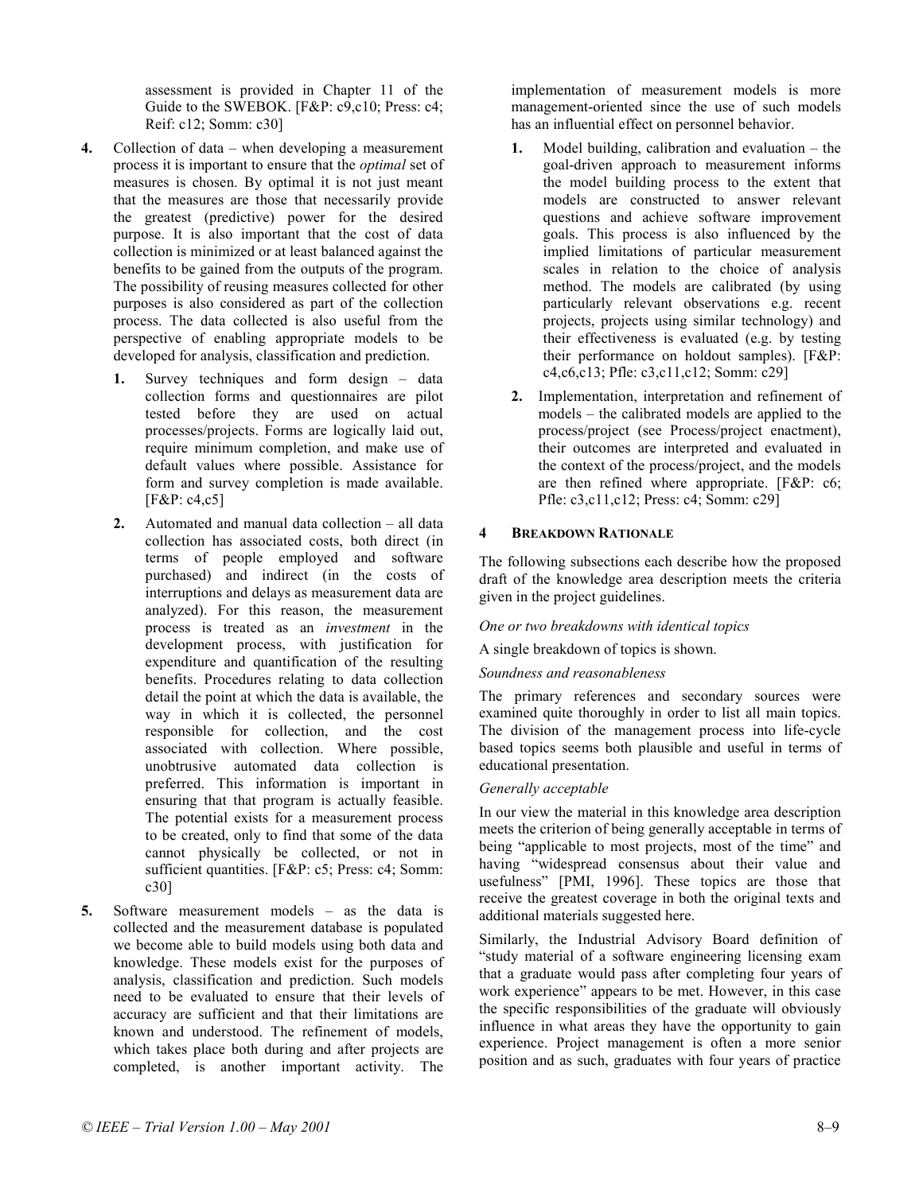assessment is provided in Chapter 11 of the Guide to the SWEBOK. [F&P: c9,c10; Press: c4; Reif: c12; Somm: c30]

4. Collection of data – when developing a measurement process it is important to ensure that the *optimal* set of measures is chosen. By optimal it is not just meant that the measures are those that necessarily provide the greatest (predictive) power for the desired purpose. It is also important that the cost of data collection is minimized or at least balanced against the benefits to be gained from the outputs of the program. The possibility of reusing measures collected for other purposes is also considered as part of the collection process. The data collected is also useful from the perspective of enabling appropriate models to be developed for analysis, classification and prediction.

   1. Survey techniques and form design – data collection forms and questionnaires are pilot tested before they are used on actual processes/projects. Forms are logically laid out, require minimum completion, and make use of default values where possible. Assistance for form and survey completion is made available. [F&P: c4,c5]

   2. Automated and manual data collection – all data collection has associated costs, both direct (in terms of people employed and software purchased) and indirect (in the costs of interruptions and delays as measurement data are analyzed). For this reason, the measurement process is treated as an *investment* in the development process, with justification for expenditure and quantification of the resulting benefits. Procedures relating to data collection detail the point at which the data is available, the way in which it is collected, the personnel responsible for collection, and the cost associated with collection. Where possible, unobtrusive automated data collection is preferred. This information is important in ensuring that that program is actually feasible. The potential exists for a measurement process to be created, only to find that some of the data cannot physically be collected, or not in sufficient quantities. [F&P: c5; Press: c4; Somm: c30]

5. Software measurement models – as the data is collected and the measurement database is populated we become able to build models using both data and knowledge. These models exist for the purposes of analysis, classification and prediction. Such models need to be evaluated to ensure that their levels of accuracy are sufficient and that their limitations are known and understood. The refinement of models, which takes place both during and after projects are completed, is another important activity. The implementation of measurement models is more management-oriented since the use of such models has an influential effect on personnel behavior.

   1. Model building, calibration and evaluation – the goal-driven approach to measurement informs the model building process to the extent that models are constructed to answer relevant questions and achieve software improvement goals. This process is also influenced by the implied limitations of particular measurement scales in relation to the choice of analysis method. The models are calibrated (by using particularly relevant observations e.g. recent projects, projects using similar technology) and their effectiveness is evaluated (e.g. by testing their performance on holdout samples). [F&P: c4,c6,c13; Pfle: c3,c11,c12; Somm: c29]

   2. Implementation, interpretation and refinement of models – the calibrated models are applied to the process/project (see Process/project enactment), their outcomes are interpreted and evaluated in the context of the process/project, and the models are then refined where appropriate. [F&P: c6; Pfle: c3,c11,c12; Press: c4; Somm: c29]

## 4 Breakdown Rationale

The following subsections each describe how the proposed draft of the knowledge area description meets the criteria given in the project guidelines.

*One or two breakdowns with identical topics*

A single breakdown of topics is shown.

*Soundness and reasonableness*

The primary references and secondary sources were examined quite thoroughly in order to list all main topics. The division of the management process into life-cycle based topics seems both plausible and useful in terms of educational presentation.

*Generally acceptable*

In our view the material in this knowledge area description meets the criterion of being generally acceptable in terms of being "applicable to most projects, most of the time" and having "widespread consensus about their value and usefulness" [PMI, 1996]. These topics are those that receive the greatest coverage in both the original texts and additional materials suggested here.

Similarly, the Industrial Advisory Board definition of "study material of a software engineering licensing exam that a graduate would pass after completing four years of work experience" appears to be met. However, in this case the specific responsibilities of the graduate will obviously influence in what areas they have the opportunity to gain experience. Project management is often a more senior position and as such, graduates with four years of practice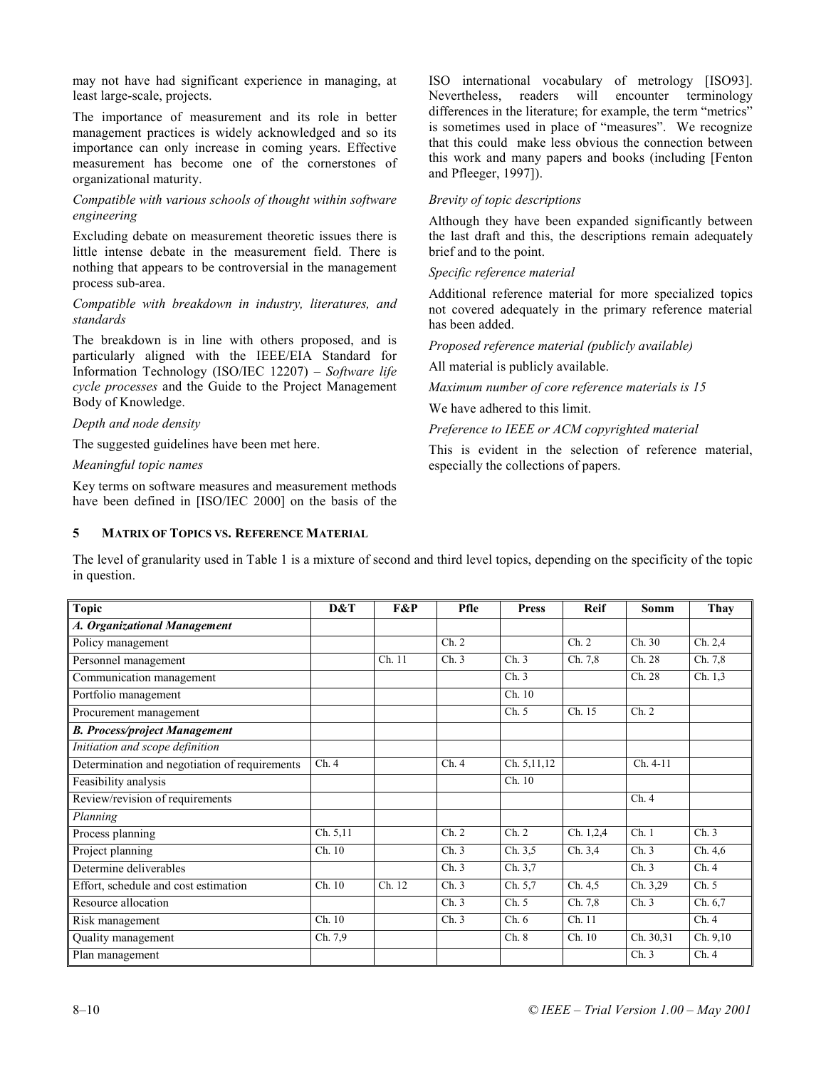may not have had significant experience in managing, at least large-scale, projects.

The importance of measurement and its role in better management practices is widely acknowledged and so its importance can only increase in coming years. Effective measurement has become one of the cornerstones of organizational maturity.

*Compatible with various schools of thought within software engineering*

Excluding debate on measurement theoretic issues there is little intense debate in the measurement field. There is nothing that appears to be controversial in the management process sub-area.

*Compatible with breakdown in industry, literatures, and standards*

The breakdown is in line with others proposed, and is particularly aligned with the IEEE/EIA Standard for Information Technology (ISO/IEC 12207) – *Software life cycle processes* and the Guide to the Project Management Body of Knowledge.

*Depth and node density*

The suggested guidelines have been met here.

*Meaningful topic names*

Key terms on software measures and measurement methods have been defined in [ISO/IEC 2000] on the basis of the ISO international vocabulary of metrology [ISO93]. Nevertheless, readers will encounter terminology differences in the literature; for example, the term "metrics" is sometimes used in place of "measures". We recognize that this could make less obvious the connection between this work and many papers and books (including [Fenton and Pfleeger, 1997]).

*Brevity of topic descriptions*

Although they have been expanded significantly between the last draft and this, the descriptions remain adequately brief and to the point.

*Specific reference material*

Additional reference material for more specialized topics not covered adequately in the primary reference material has been added.

*Proposed reference material (publicly available)*

All material is publicly available.

*Maximum number of core reference materials is 15*

We have adhered to this limit.

*Preference to IEEE or ACM copyrighted material*

This is evident in the selection of reference material, especially the collections of papers.

## 5 Matrix of Topics vs. Reference Material

The level of granularity used in Table 1 is a mixture of second and third level topics, depending on the specificity of the topic in question.

| Topic | D&T | F&P | Pfle | Press | Reif | Somm | Thay |
|---|---|---|---|---|---|---|---|
| ***A. Organizational Management*** | | | | | | | |
| Policy management | | | Ch. 2 | | Ch. 2 | Ch. 30 | Ch. 2,4 |
| Personnel management | | Ch. 11 | Ch. 3 | Ch. 3 | Ch. 7,8 | Ch. 28 | Ch. 7,8 |
| Communication management | | | | Ch. 3 | | Ch. 28 | Ch. 1,3 |
| Portfolio management | | | | Ch. 10 | | | |
| Procurement management | | | | Ch. 5 | Ch. 15 | Ch. 2 | |
| ***B. Process/project Management*** | | | | | | | |
| *Initiation and scope definition* | | | | | | | |
| Determination and negotiation of requirements | Ch. 4 | | Ch. 4 | Ch. 5,11,12 | | Ch. 4-11 | |
| Feasibility analysis | | | | Ch. 10 | | | |
| Review/revision of requirements | | | | | | Ch. 4 | |
| *Planning* | | | | | | | |
| Process planning | Ch. 5,11 | | Ch. 2 | Ch. 2 | Ch. 1,2,4 | Ch. 1 | Ch. 3 |
| Project planning | Ch. 10 | | Ch. 3 | Ch. 3,5 | Ch. 3,4 | Ch. 3 | Ch. 4,6 |
| Determine deliverables | | | Ch. 3 | Ch. 3,7 | | Ch. 3 | Ch. 4 |
| Effort, schedule and cost estimation | Ch. 10 | Ch. 12 | Ch. 3 | Ch. 5,7 | Ch. 4,5 | Ch. 3,29 | Ch. 5 |
| Resource allocation | | | Ch. 3 | Ch. 5 | Ch. 7,8 | Ch. 3 | Ch. 6,7 |
| Risk management | Ch. 10 | | Ch. 3 | Ch. 6 | Ch. 11 | | Ch. 4 |
| Quality management | Ch. 7,9 | | | Ch. 8 | Ch. 10 | Ch. 30,31 | Ch. 9,10 |
| Plan management | | | | | | Ch. 3 | Ch. 4 |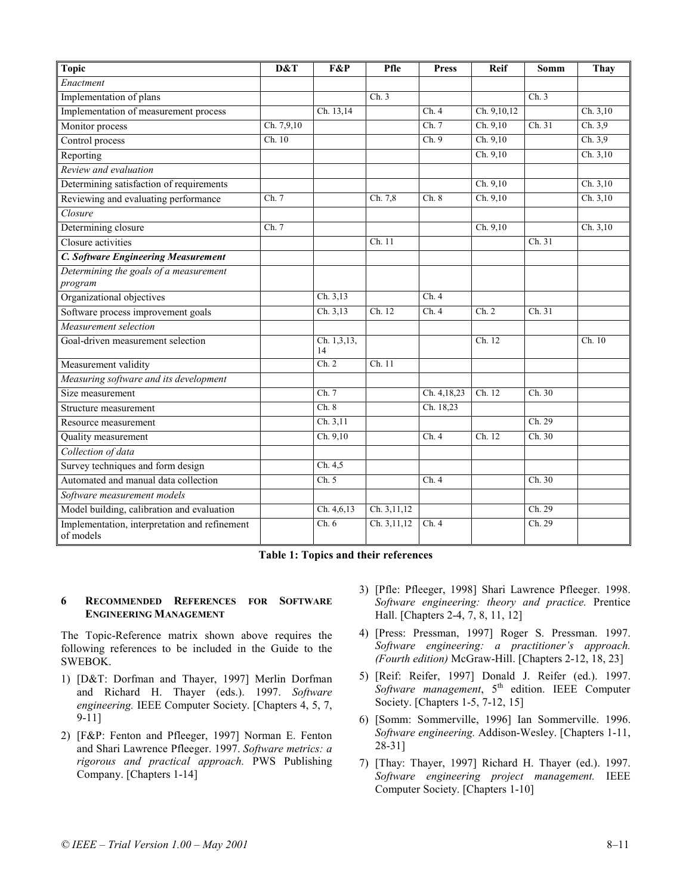| Topic | D&T | F&P | Pfle | Press | Reif | Somm | Thay |
|---|---|---|---|---|---|---|---|
| *Enactment* | | | | | | | |
| Implementation of plans | | | Ch. 3 | | | Ch. 3 | |
| Implementation of measurement process | | Ch. 13,14 | | Ch. 4 | Ch. 9,10,12 | | Ch. 3,10 |
| Monitor process | Ch. 7,9,10 | | | Ch. 7 | Ch. 9,10 | Ch. 31 | Ch. 3,9 |
| Control process | Ch. 10 | | | Ch. 9 | Ch. 9,10 | | Ch. 3,9 |
| Reporting | | | | | Ch. 9,10 | | Ch. 3,10 |
| *Review and evaluation* | | | | | | | |
| Determining satisfaction of requirements | | | | | Ch. 9,10 | | Ch. 3,10 |
| Reviewing and evaluating performance | Ch. 7 | | Ch. 7,8 | Ch. 8 | Ch. 9,10 | | Ch. 3,10 |
| *Closure* | | | | | | | |
| Determining closure | Ch. 7 | | | | Ch. 9,10 | | Ch. 3,10 |
| Closure activities | | | Ch. 11 | | | Ch. 31 | |
| ***C. Software Engineering Measurement*** | | | | | | | |
| *Determining the goals of a measurement program* | | | | | | | |
| Organizational objectives | | Ch. 3,13 | | Ch. 4 | | | |
| Software process improvement goals | | Ch. 3,13 | Ch. 12 | Ch. 4 | Ch. 2 | Ch. 31 | |
| *Measurement selection* | | | | | | | |
| Goal-driven measurement selection | | Ch. 1,3,13, 14 | | | Ch. 12 | | Ch. 10 |
| Measurement validity | | Ch. 2 | Ch. 11 | | | | |
| *Measuring software and its development* | | | | | | | |
| Size measurement | | Ch. 7 | | Ch. 4,18,23 | Ch. 12 | Ch. 30 | |
| Structure measurement | | Ch. 8 | | Ch. 18,23 | | | |
| Resource measurement | | Ch. 3,11 | | | | Ch. 29 | |
| Quality measurement | | Ch. 9,10 | | Ch. 4 | Ch. 12 | Ch. 30 | |
| *Collection of data* | | | | | | | |
| Survey techniques and form design | | Ch. 4,5 | | | | | |
| Automated and manual data collection | | Ch. 5 | | Ch. 4 | | Ch. 30 | |
| *Software measurement models* | | | | | | | |
| Model building, calibration and evaluation | | Ch. 4,6,13 | Ch. 3,11,12 | | | Ch. 29 | |
| Implementation, interpretation and refinement of models | | Ch. 6 | Ch. 3,11,12 | Ch. 4 | | Ch. 29 | |

**Table 1: Topics and their references**

## 6 Recommended References for Software Engineering Management

The Topic-Reference matrix shown above requires the following references to be included in the Guide to the SWEBOK.

1) [D&T: Dorfman and Thayer, 1997] Merlin Dorfman and Richard H. Thayer (eds.). 1997. *Software engineering.* IEEE Computer Society. [Chapters 4, 5, 7, 9-11]
2) [F&P: Fenton and Pfleeger, 1997] Norman E. Fenton and Shari Lawrence Pfleeger. 1997. *Software metrics: a rigorous and practical approach.* PWS Publishing Company. [Chapters 1-14]
3) [Pfle: Pfleeger, 1998] Shari Lawrence Pfleeger. 1998. *Software engineering: theory and practice.* Prentice Hall. [Chapters 2-4, 7, 8, 11, 12]
4) [Press: Pressman, 1997] Roger S. Pressman. 1997. *Software engineering: a practitioner's approach. (Fourth edition)* McGraw-Hill. [Chapters 2-12, 18, 23]
5) [Reif: Reifer, 1997] Donald J. Reifer (ed.). 1997. *Software management*, 5th edition. IEEE Computer Society. [Chapters 1-5, 7-12, 15]
6) [Somm: Sommerville, 1996] Ian Sommerville. 1996. *Software engineering.* Addison-Wesley. [Chapters 1-11, 28-31]
7) [Thay: Thayer, 1997] Richard H. Thayer (ed.). 1997. *Software engineering project management.* IEEE Computer Society. [Chapters 1-10]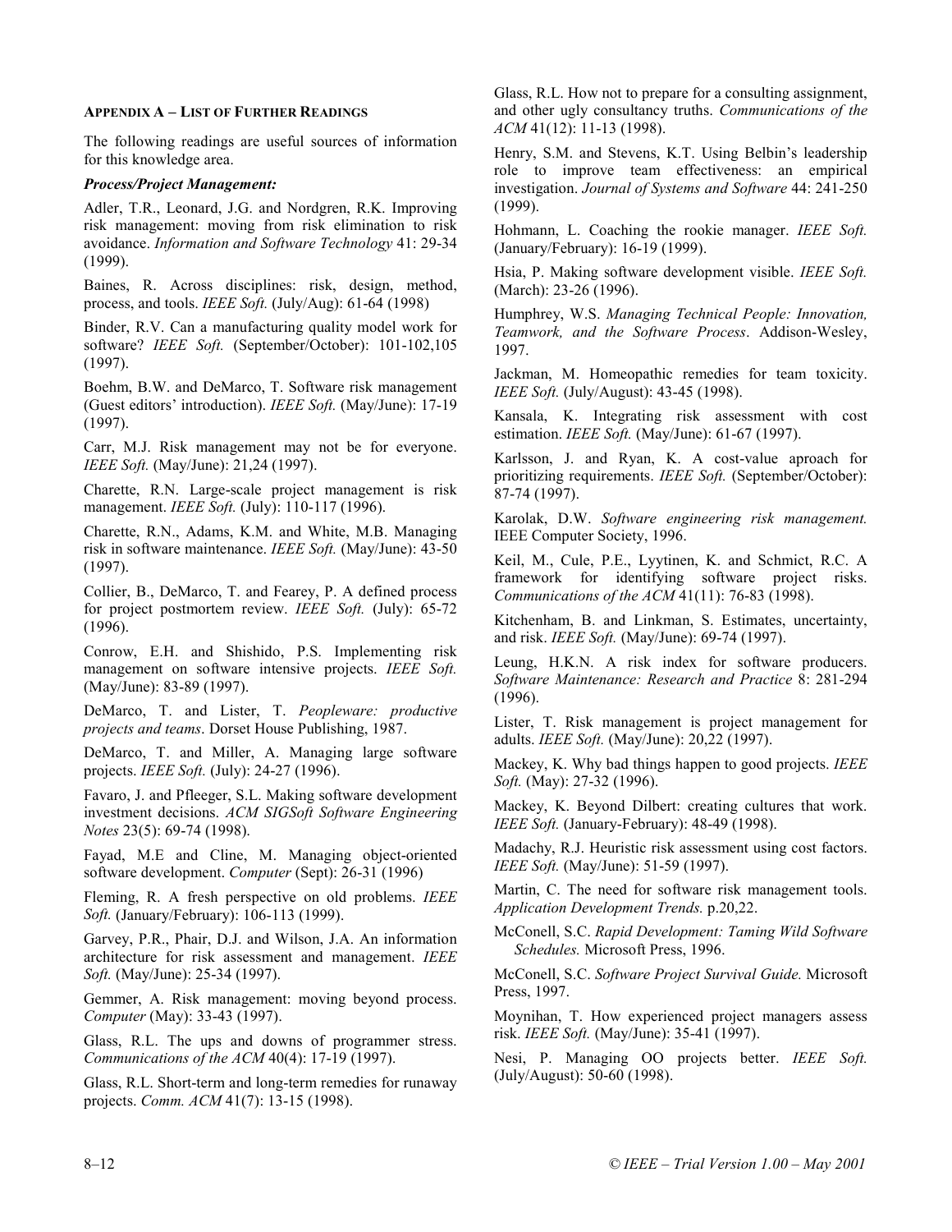## APPENDIX A – LIST OF FURTHER READINGS

The following readings are useful sources of information for this knowledge area.

### *Process/Project Management:*

Adler, T.R., Leonard, J.G. and Nordgren, R.K. Improving risk management: moving from risk elimination to risk avoidance. *Information and Software Technology* 41: 29-34 (1999).

Baines, R. Across disciplines: risk, design, method, process, and tools. *IEEE Soft.* (July/Aug): 61-64 (1998)

Binder, R.V. Can a manufacturing quality model work for software? *IEEE Soft.* (September/October): 101-102,105 (1997).

Boehm, B.W. and DeMarco, T. Software risk management (Guest editors' introduction). *IEEE Soft.* (May/June): 17-19 (1997).

Carr, M.J. Risk management may not be for everyone. *IEEE Soft.* (May/June): 21,24 (1997).

Charette, R.N. Large-scale project management is risk management. *IEEE Soft.* (July): 110-117 (1996).

Charette, R.N., Adams, K.M. and White, M.B. Managing risk in software maintenance. *IEEE Soft.* (May/June): 43-50 (1997).

Collier, B., DeMarco, T. and Fearey, P. A defined process for project postmortem review. *IEEE Soft.* (July): 65-72 (1996).

Conrow, E.H. and Shishido, P.S. Implementing risk management on software intensive projects. *IEEE Soft.* (May/June): 83-89 (1997).

DeMarco, T. and Lister, T. *Peopleware: productive projects and teams*. Dorset House Publishing, 1987.

DeMarco, T. and Miller, A. Managing large software projects. *IEEE Soft.* (July): 24-27 (1996).

Favaro, J. and Pfleeger, S.L. Making software development investment decisions. *ACM SIGSoft Software Engineering Notes* 23(5): 69-74 (1998).

Fayad, M.E and Cline, M. Managing object-oriented software development. *Computer* (Sept): 26-31 (1996)

Fleming, R. A fresh perspective on old problems. *IEEE Soft.* (January/February): 106-113 (1999).

Garvey, P.R., Phair, D.J. and Wilson, J.A. An information architecture for risk assessment and management. *IEEE Soft.* (May/June): 25-34 (1997).

Gemmer, A. Risk management: moving beyond process. *Computer* (May): 33-43 (1997).

Glass, R.L. The ups and downs of programmer stress. *Communications of the ACM* 40(4): 17-19 (1997).

Glass, R.L. Short-term and long-term remedies for runaway projects. *Comm. ACM* 41(7): 13-15 (1998).

Glass, R.L. How not to prepare for a consulting assignment, and other ugly consultancy truths. *Communications of the ACM* 41(12): 11-13 (1998).

Henry, S.M. and Stevens, K.T. Using Belbin's leadership role to improve team effectiveness: an empirical investigation. *Journal of Systems and Software* 44: 241-250 (1999).

Hohmann, L. Coaching the rookie manager. *IEEE Soft.* (January/February): 16-19 (1999).

Hsia, P. Making software development visible. *IEEE Soft.* (March): 23-26 (1996).

Humphrey, W.S. *Managing Technical People: Innovation, Teamwork, and the Software Process*. Addison-Wesley, 1997.

Jackman, M. Homeopathic remedies for team toxicity. *IEEE Soft.* (July/August): 43-45 (1998).

Kansala, K. Integrating risk assessment with cost estimation. *IEEE Soft.* (May/June): 61-67 (1997).

Karlsson, J. and Ryan, K. A cost-value aproach for prioritizing requirements. *IEEE Soft.* (September/October): 87-74 (1997).

Karolak, D.W. *Software engineering risk management.* IEEE Computer Society, 1996.

Keil, M., Cule, P.E., Lyytinen, K. and Schmict, R.C. A framework for identifying software project risks. *Communications of the ACM* 41(11): 76-83 (1998).

Kitchenham, B. and Linkman, S. Estimates, uncertainty, and risk. *IEEE Soft.* (May/June): 69-74 (1997).

Leung, H.K.N. A risk index for software producers. *Software Maintenance: Research and Practice* 8: 281-294 (1996).

Lister, T. Risk management is project management for adults. *IEEE Soft.* (May/June): 20,22 (1997).

Mackey, K. Why bad things happen to good projects. *IEEE Soft.* (May): 27-32 (1996).

Mackey, K. Beyond Dilbert: creating cultures that work. *IEEE Soft.* (January-February): 48-49 (1998).

Madachy, R.J. Heuristic risk assessment using cost factors. *IEEE Soft.* (May/June): 51-59 (1997).

Martin, C. The need for software risk management tools. *Application Development Trends.* p.20,22.

McConell, S.C. *Rapid Development: Taming Wild Software Schedules.* Microsoft Press, 1996.

McConell, S.C. *Software Project Survival Guide.* Microsoft Press, 1997.

Moynihan, T. How experienced project managers assess risk. *IEEE Soft.* (May/June): 35-41 (1997).

Nesi, P. Managing OO projects better. *IEEE Soft.* (July/August): 50-60 (1998).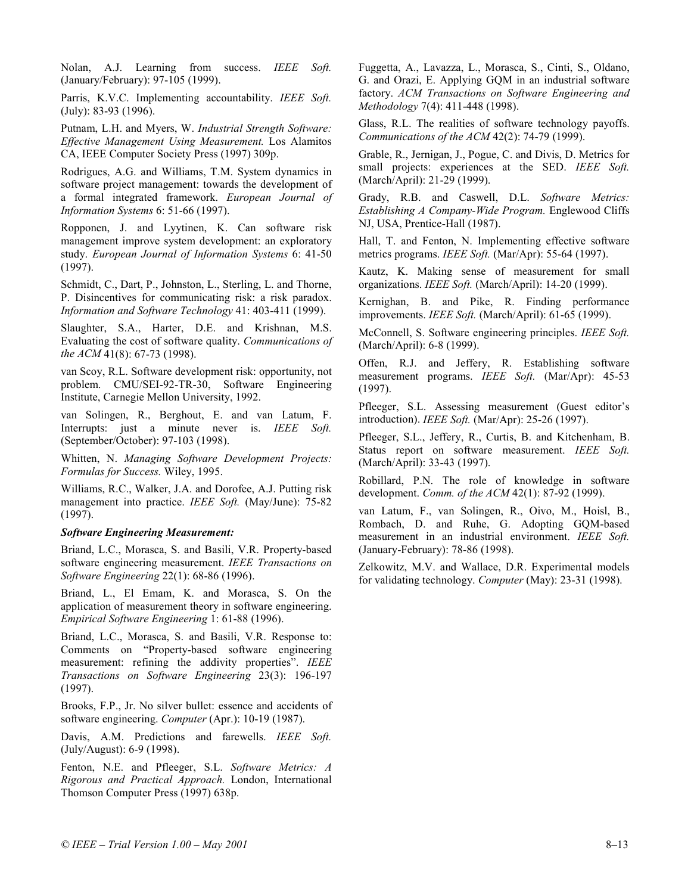Nolan, A.J. Learning from success. *IEEE Soft.* (January/February): 97-105 (1999).

Parris, K.V.C. Implementing accountability. *IEEE Soft.* (July): 83-93 (1996).

Putnam, L.H. and Myers, W. *Industrial Strength Software: Effective Management Using Measurement.* Los Alamitos CA, IEEE Computer Society Press (1997) 309p.

Rodrigues, A.G. and Williams, T.M. System dynamics in software project management: towards the development of a formal integrated framework. *European Journal of Information Systems* 6: 51-66 (1997).

Ropponen, J. and Lyytinen, K. Can software risk management improve system development: an exploratory study. *European Journal of Information Systems* 6: 41-50 (1997).

Schmidt, C., Dart, P., Johnston, L., Sterling, L. and Thorne, P. Disincentives for communicating risk: a risk paradox. *Information and Software Technology* 41: 403-411 (1999).

Slaughter, S.A., Harter, D.E. and Krishnan, M.S. Evaluating the cost of software quality. *Communications of the ACM* 41(8): 67-73 (1998).

van Scoy, R.L. Software development risk: opportunity, not problem. CMU/SEI-92-TR-30, Software Engineering Institute, Carnegie Mellon University, 1992.

van Solingen, R., Berghout, E. and van Latum, F. Interrupts: just a minute never is. *IEEE Soft.* (September/October): 97-103 (1998).

Whitten, N. *Managing Software Development Projects: Formulas for Success.* Wiley, 1995.

Williams, R.C., Walker, J.A. and Dorofee, A.J. Putting risk management into practice. *IEEE Soft.* (May/June): 75-82 (1997).

***Software Engineering Measurement:***

Briand, L.C., Morasca, S. and Basili, V.R. Property-based software engineering measurement. *IEEE Transactions on Software Engineering* 22(1): 68-86 (1996).

Briand, L., El Emam, K. and Morasca, S. On the application of measurement theory in software engineering. *Empirical Software Engineering* 1: 61-88 (1996).

Briand, L.C., Morasca, S. and Basili, V.R. Response to: Comments on "Property-based software engineering measurement: refining the addivity properties". *IEEE Transactions on Software Engineering* 23(3): 196-197 (1997).

Brooks, F.P., Jr. No silver bullet: essence and accidents of software engineering. *Computer* (Apr.): 10-19 (1987).

Davis, A.M. Predictions and farewells. *IEEE Soft.* (July/August): 6-9 (1998).

Fenton, N.E. and Pfleeger, S.L. *Software Metrics: A Rigorous and Practical Approach.* London, International Thomson Computer Press (1997) 638p.

Fuggetta, A., Lavazza, L., Morasca, S., Cinti, S., Oldano, G. and Orazi, E. Applying GQM in an industrial software factory. *ACM Transactions on Software Engineering and Methodology* 7(4): 411-448 (1998).

Glass, R.L. The realities of software technology payoffs. *Communications of the ACM* 42(2): 74-79 (1999).

Grable, R., Jernigan, J., Pogue, C. and Divis, D. Metrics for small projects: experiences at the SED. *IEEE Soft.* (March/April): 21-29 (1999).

Grady, R.B. and Caswell, D.L. *Software Metrics: Establishing A Company-Wide Program.* Englewood Cliffs NJ, USA, Prentice-Hall (1987).

Hall, T. and Fenton, N. Implementing effective software metrics programs. *IEEE Soft.* (Mar/Apr): 55-64 (1997).

Kautz, K. Making sense of measurement for small organizations. *IEEE Soft.* (March/April): 14-20 (1999).

Kernighan, B. and Pike, R. Finding performance improvements. *IEEE Soft.* (March/April): 61-65 (1999).

McConnell, S. Software engineering principles. *IEEE Soft.* (March/April): 6-8 (1999).

Offen, R.J. and Jeffery, R. Establishing software measurement programs. *IEEE Soft.* (Mar/Apr): 45-53 (1997).

Pfleeger, S.L. Assessing measurement (Guest editor's introduction). *IEEE Soft.* (Mar/Apr): 25-26 (1997).

Pfleeger, S.L., Jeffery, R., Curtis, B. and Kitchenham, B. Status report on software measurement. *IEEE Soft.* (March/April): 33-43 (1997).

Robillard, P.N. The role of knowledge in software development. *Comm. of the ACM* 42(1): 87-92 (1999).

van Latum, F., van Solingen, R., Oivo, M., Hoisl, B., Rombach, D. and Ruhe, G. Adopting GQM-based measurement in an industrial environment. *IEEE Soft.* (January-February): 78-86 (1998).

Zelkowitz, M.V. and Wallace, D.R. Experimental models for validating technology. *Computer* (May): 23-31 (1998).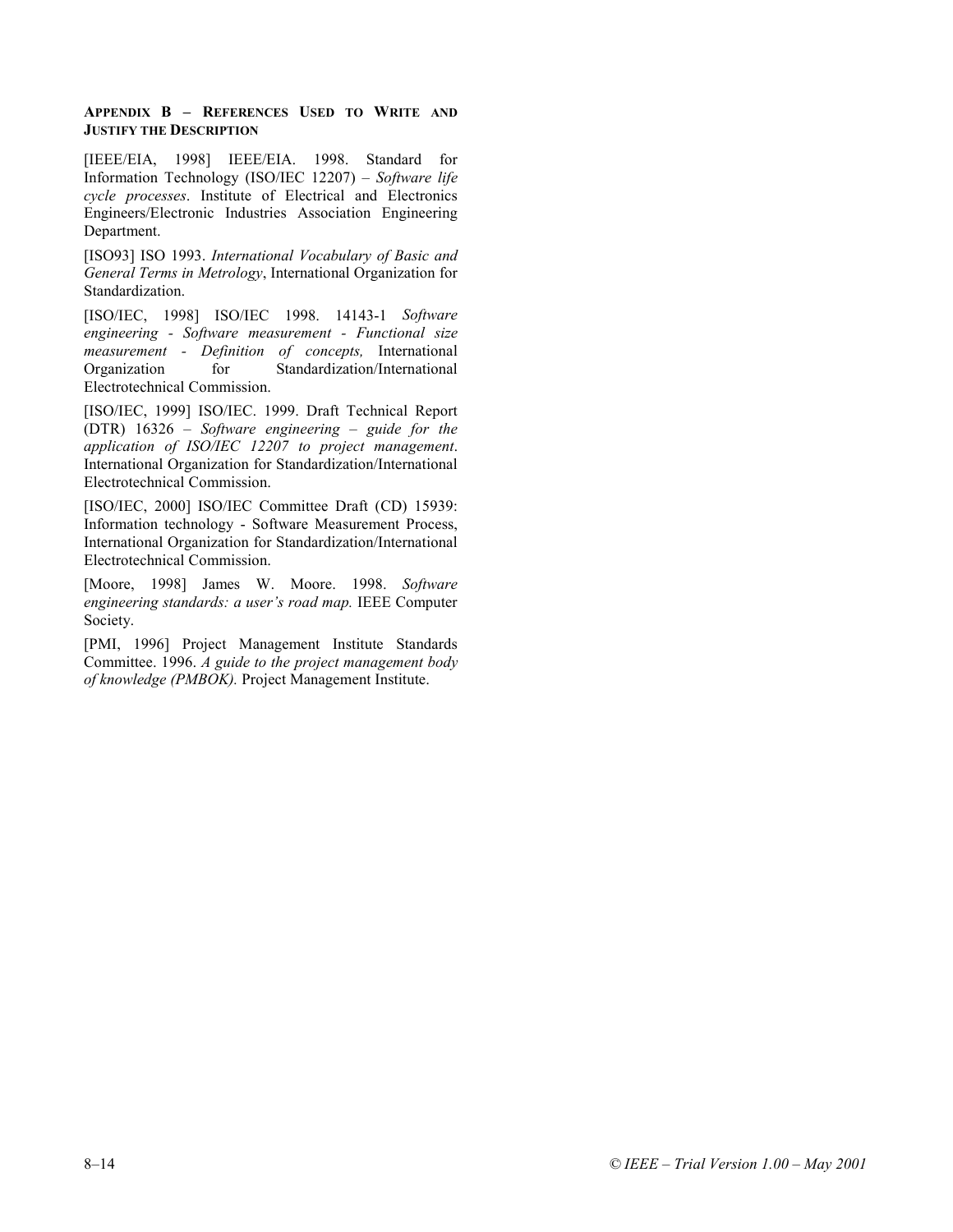## Appendix B – References Used to Write and Justify the Description

[IEEE/EIA, 1998] IEEE/EIA. 1998. Standard for Information Technology (ISO/IEC 12207) – *Software life cycle processes*. Institute of Electrical and Electronics Engineers/Electronic Industries Association Engineering Department.

[ISO93] ISO 1993. *International Vocabulary of Basic and General Terms in Metrology*, International Organization for Standardization.

[ISO/IEC, 1998] ISO/IEC 1998. 14143-1 *Software engineering - Software measurement - Functional size measurement - Definition of concepts,* International Organization for Standardization/International Electrotechnical Commission.

[ISO/IEC, 1999] ISO/IEC. 1999. Draft Technical Report (DTR) 16326 – *Software engineering – guide for the application of ISO/IEC 12207 to project management*. International Organization for Standardization/International Electrotechnical Commission.

[ISO/IEC, 2000] ISO/IEC Committee Draft (CD) 15939: Information technology - Software Measurement Process, International Organization for Standardization/International Electrotechnical Commission.

[Moore, 1998] James W. Moore. 1998. *Software engineering standards: a user's road map.* IEEE Computer Society.

[PMI, 1996] Project Management Institute Standards Committee. 1996. *A guide to the project management body of knowledge (PMBOK).* Project Management Institute.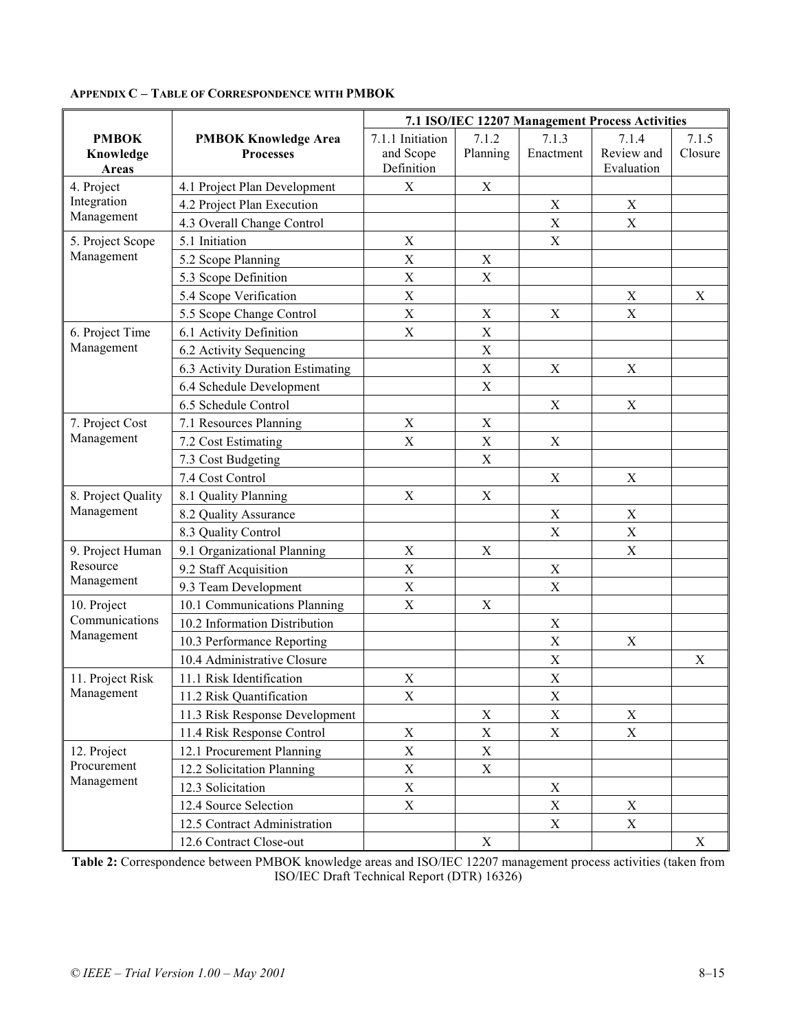**APPENDIX C – TABLE OF CORRESPONDENCE WITH PMBOK**

| PMBOK Knowledge Areas | PMBOK Knowledge Area Processes | 7.1 ISO/IEC 12207 Management Process Activities | | | | |
|---|---|---|---|---|---|---|
| | | 7.1.1 Initiation and Scope Definition | 7.1.2 Planning | 7.1.3 Enactment | 7.1.4 Review and Evaluation | 7.1.5 Closure |
| 4. Project Integration Management | 4.1 Project Plan Development | X | X | | | |
| | 4.2 Project Plan Execution | | | X | X | |
| | 4.3 Overall Change Control | | | X | X | |
| 5. Project Scope Management | 5.1 Initiation | X | | X | | |
| | 5.2 Scope Planning | X | X | | | |
| | 5.3 Scope Definition | X | X | | | |
| | 5.4 Scope Verification | X | | | X | X |
| | 5.5 Scope Change Control | X | X | X | X | |
| 6. Project Time Management | 6.1 Activity Definition | X | X | | | |
| | 6.2 Activity Sequencing | | X | | | |
| | 6.3 Activity Duration Estimating | | X | X | X | |
| | 6.4 Schedule Development | | X | | | |
| | 6.5 Schedule Control | | | X | X | |
| 7. Project Cost Management | 7.1 Resources Planning | X | X | | | |
| | 7.2 Cost Estimating | X | X | X | | |
| | 7.3 Cost Budgeting | | X | | | |
| | 7.4 Cost Control | | | X | X | |
| 8. Project Quality Management | 8.1 Quality Planning | X | X | | | |
| | 8.2 Quality Assurance | | | X | X | |
| | 8.3 Quality Control | | | X | X | |
| 9. Project Human Resource Management | 9.1 Organizational Planning | X | X | | X | |
| | 9.2 Staff Acquisition | X | | X | | |
| | 9.3 Team Development | X | | X | | |
| 10. Project Communications Management | 10.1 Communications Planning | X | X | | | |
| | 10.2 Information Distribution | | | X | | |
| | 10.3 Performance Reporting | | | X | X | |
| | 10.4 Administrative Closure | | | X | | X |
| 11. Project Risk Management | 11.1 Risk Identification | X | | X | | |
| | 11.2 Risk Quantification | X | | X | | |
| | 11.3 Risk Response Development | | X | X | X | |
| | 11.4 Risk Response Control | X | X | X | X | |
| 12. Project Procurement Management | 12.1 Procurement Planning | X | X | | | |
| | 12.2 Solicitation Planning | X | X | | | |
| | 12.3 Solicitation | X | | X | | |
| | 12.4 Source Selection | X | | X | X | |
| | 12.5 Contract Administration | | | X | X | |
| | 12.6 Contract Close-out | | X | | | X |

**Table 2:** Correspondence between PMBOK knowledge areas and ISO/IEC 12207 management process activities (taken from ISO/IEC Draft Technical Report (DTR) 16326)